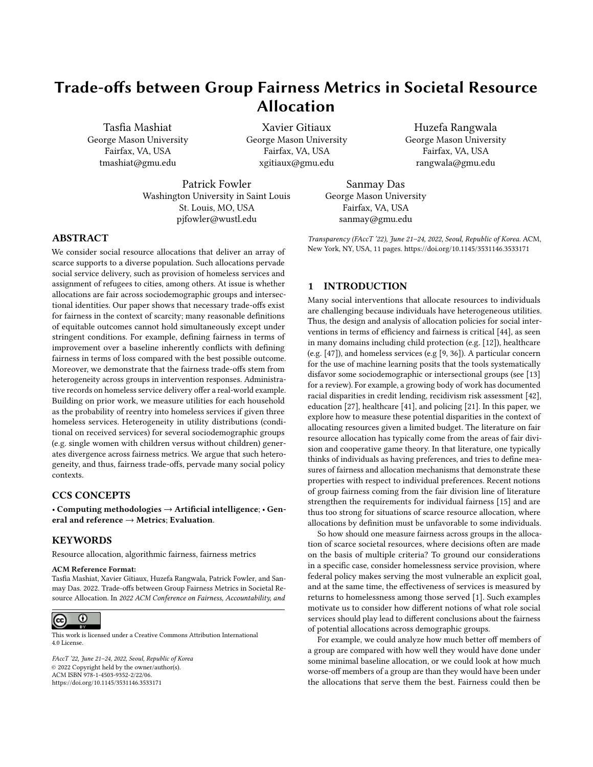# Trade-offs between Group Fairness Metrics in Societal Resource Allocation

Tasfia Mashiat
George Mason University
Fairfax, VA, USA
tmashiat@gmu.edu

Xavier Gitiaux
George Mason University
Fairfax, VA, USA
xgitiaux@gmu.edu

Huzefa Rangwala
George Mason University
Fairfax, VA, USA
rangwala@gmu.edu

Patrick Fowler
Washington University in Saint Louis
St. Louis, MO, USA
pjfowler@wustl.edu

Sanmay Das
George Mason University
Fairfax, VA, USA
sanmay@gmu.edu

## ABSTRACT

We consider social resource allocations that deliver an array of scarce supports to a diverse population. Such allocations pervade social service delivery, such as provision of homeless services and assignment of refugees to cities, among others. At issue is whether allocations are fair across sociodemographic groups and intersectional identities. Our paper shows that necessary trade-offs exist for fairness in the context of scarcity; many reasonable definitions of equitable outcomes cannot hold simultaneously except under stringent conditions. For example, defining fairness in terms of improvement over a baseline inherently conflicts with defining fairness in terms of loss compared with the best possible outcome. Moreover, we demonstrate that the fairness trade-offs stem from heterogeneity across groups in intervention responses. Administrative records on homeless service delivery offer a real-world example. Building on prior work, we measure utilities for each household as the probability of reentry into homeless services if given three homeless services. Heterogeneity in utility distributions (conditional on received services) for several sociodemographic groups (e.g. single women with children versus without children) generates divergence across fairness metrics. We argue that such heterogeneity, and thus, fairness trade-offs, pervade many social policy contexts.

## CCS CONCEPTS

• **Computing methodologies → Artificial intelligence**; • **General and reference → Metrics**; **Evaluation**.

## KEYWORDS

Resource allocation, algorithmic fairness, fairness metrics

**ACM Reference Format:**
Tasfia Mashiat, Xavier Gitiaux, Huzefa Rangwala, Patrick Fowler, and Sanmay Das. 2022. Trade-offs between Group Fairness Metrics in Societal Resource Allocation. In *2022 ACM Conference on Fairness, Accountability, and Transparency (FAccT '22), June 21–24, 2022, Seoul, Republic of Korea.* ACM, New York, NY, USA, 11 pages. https://doi.org/10.1145/3531146.3533171

This work is licensed under a Creative Commons Attribution International 4.0 License.

*FAccT '22, June 21–24, 2022, Seoul, Republic of Korea*
© 2022 Copyright held by the owner/author(s).
ACM ISBN 978-1-4503-9352-2/22/06.
https://doi.org/10.1145/3531146.3533171

## 1 INTRODUCTION

Many social interventions that allocate resources to individuals are challenging because individuals have heterogeneous utilities. Thus, the design and analysis of allocation policies for social interventions in terms of efficiency and fairness is critical [44], as seen in many domains including child protection (e.g. [12]), healthcare (e.g. [47]), and homeless services (e.g [9, 36]). A particular concern for the use of machine learning posits that the tools systematically disfavor some sociodemographic or intersectional groups (see [13] for a review). For example, a growing body of work has documented racial disparities in credit lending, recidivism risk assessment [42], education [27], healthcare [41], and policing [21]. In this paper, we explore how to measure these potential disparities in the context of allocating resources given a limited budget. The literature on fair resource allocation has typically come from the areas of fair division and cooperative game theory. In that literature, one typically thinks of individuals as having preferences, and tries to define measures of fairness and allocation mechanisms that demonstrate these properties with respect to individual preferences. Recent notions of group fairness coming from the fair division line of literature strengthen the requirements for individual fairness [15] and are thus too strong for situations of scarce resource allocation, where allocations by definition must be unfavorable to some individuals.

So how should one measure fairness across groups in the allocation of scarce societal resources, where decisions often are made on the basis of multiple criteria? To ground our considerations in a specific case, consider homelessness service provision, where federal policy makes serving the most vulnerable an explicit goal, and at the same time, the effectiveness of services is measured by returns to homelessness among those served [1]. Such examples motivate us to consider how different notions of what role social services should play lead to different conclusions about the fairness of potential allocations across demographic groups.

For example, we could analyze how much better off members of a group are compared with how well they would have done under some minimal baseline allocation, or we could look at how much worse-off members of a group are than they would have been under the allocations that serve them the best. Fairness could then be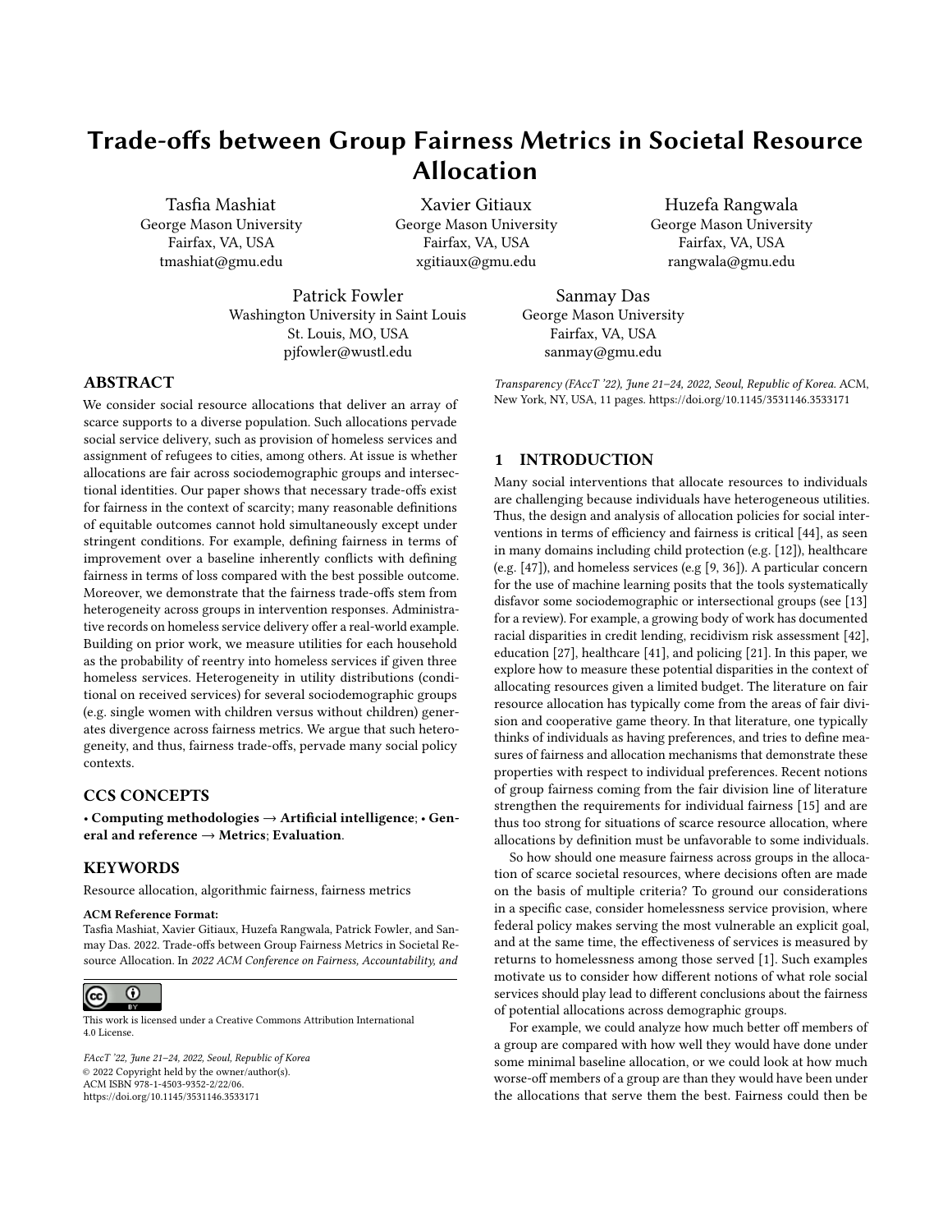# Trade-offs between Group Fairness Metrics in Societal Resource Allocation

Tasfia Mashiat
George Mason University
Fairfax, VA, USA
tmashiat@gmu.edu

Xavier Gitiaux
George Mason University
Fairfax, VA, USA
xgitiaux@gmu.edu

Huzefa Rangwala
George Mason University
Fairfax, VA, USA
rangwala@gmu.edu

Patrick Fowler
Washington University in Saint Louis
St. Louis, MO, USA
pjfowler@wustl.edu

Sanmay Das
George Mason University
Fairfax, VA, USA
sanmay@gmu.edu

## ABSTRACT

We consider social resource allocations that deliver an array of scarce supports to a diverse population. Such allocations pervade social service delivery, such as provision of homeless services and assignment of refugees to cities, among others. At issue is whether allocations are fair across sociodemographic groups and intersectional identities. Our paper shows that necessary trade-offs exist for fairness in the context of scarcity; many reasonable definitions of equitable outcomes cannot hold simultaneously except under stringent conditions. For example, defining fairness in terms of improvement over a baseline inherently conflicts with defining fairness in terms of loss compared with the best possible outcome. Moreover, we demonstrate that the fairness trade-offs stem from heterogeneity across groups in intervention responses. Administrative records on homeless service delivery offer a real-world example. Building on prior work, we measure utilities for each household as the probability of reentry into homeless services if given three homeless services. Heterogeneity in utility distributions (conditional on received services) for several sociodemographic groups (e.g. single women with children versus without children) generates divergence across fairness metrics. We argue that such heterogeneity, and thus, fairness trade-offs, pervade many social policy contexts.

## CCS CONCEPTS

• **Computing methodologies → Artificial intelligence**; • **General and reference → Metrics**; **Evaluation**.

## KEYWORDS

Resource allocation, algorithmic fairness, fairness metrics

**ACM Reference Format:**
Tasfia Mashiat, Xavier Gitiaux, Huzefa Rangwala, Patrick Fowler, and Sanmay Das. 2022. Trade-offs between Group Fairness Metrics in Societal Resource Allocation. In *2022 ACM Conference on Fairness, Accountability, and Transparency (FAccT '22), June 21–24, 2022, Seoul, Republic of Korea.* ACM, New York, NY, USA, 11 pages. https://doi.org/10.1145/3531146.3533171

This work is licensed under a Creative Commons Attribution International 4.0 License.

*FAccT '22, June 21–24, 2022, Seoul, Republic of Korea*
© 2022 Copyright held by the owner/author(s).
ACM ISBN 978-1-4503-9352-2/22/06.
https://doi.org/10.1145/3531146.3533171

## 1 INTRODUCTION

Many social interventions that allocate resources to individuals are challenging because individuals have heterogeneous utilities. Thus, the design and analysis of allocation policies for social interventions in terms of efficiency and fairness is critical [44], as seen in many domains including child protection (e.g. [12]), healthcare (e.g. [47]), and homeless services (e.g [9, 36]). A particular concern for the use of machine learning posits that the tools systematically disfavor some sociodemographic or intersectional groups (see [13] for a review). For example, a growing body of work has documented racial disparities in credit lending, recidivism risk assessment [42], education [27], healthcare [41], and policing [21]. In this paper, we explore how to measure these potential disparities in the context of allocating resources given a limited budget. The literature on fair resource allocation has typically come from the areas of fair division and cooperative game theory. In that literature, one typically thinks of individuals as having preferences, and tries to define measures of fairness and allocation mechanisms that demonstrate these properties with respect to individual preferences. Recent notions of group fairness coming from the fair division line of literature strengthen the requirements for individual fairness [15] and are thus too strong for situations of scarce resource allocation, where allocations by definition must be unfavorable to some individuals.

So how should one measure fairness across groups in the allocation of scarce societal resources, where decisions often are made on the basis of multiple criteria? To ground our considerations in a specific case, consider homelessness service provision, where federal policy makes serving the most vulnerable an explicit goal, and at the same time, the effectiveness of services is measured by returns to homelessness among those served [1]. Such examples motivate us to consider how different notions of what role social services should play lead to different conclusions about the fairness of potential allocations across demographic groups.

For example, we could analyze how much better off members of a group are compared with how well they would have done under some minimal baseline allocation, or we could look at how much worse-off members of a group are than they would have been under the allocations that serve them the best. Fairness could then be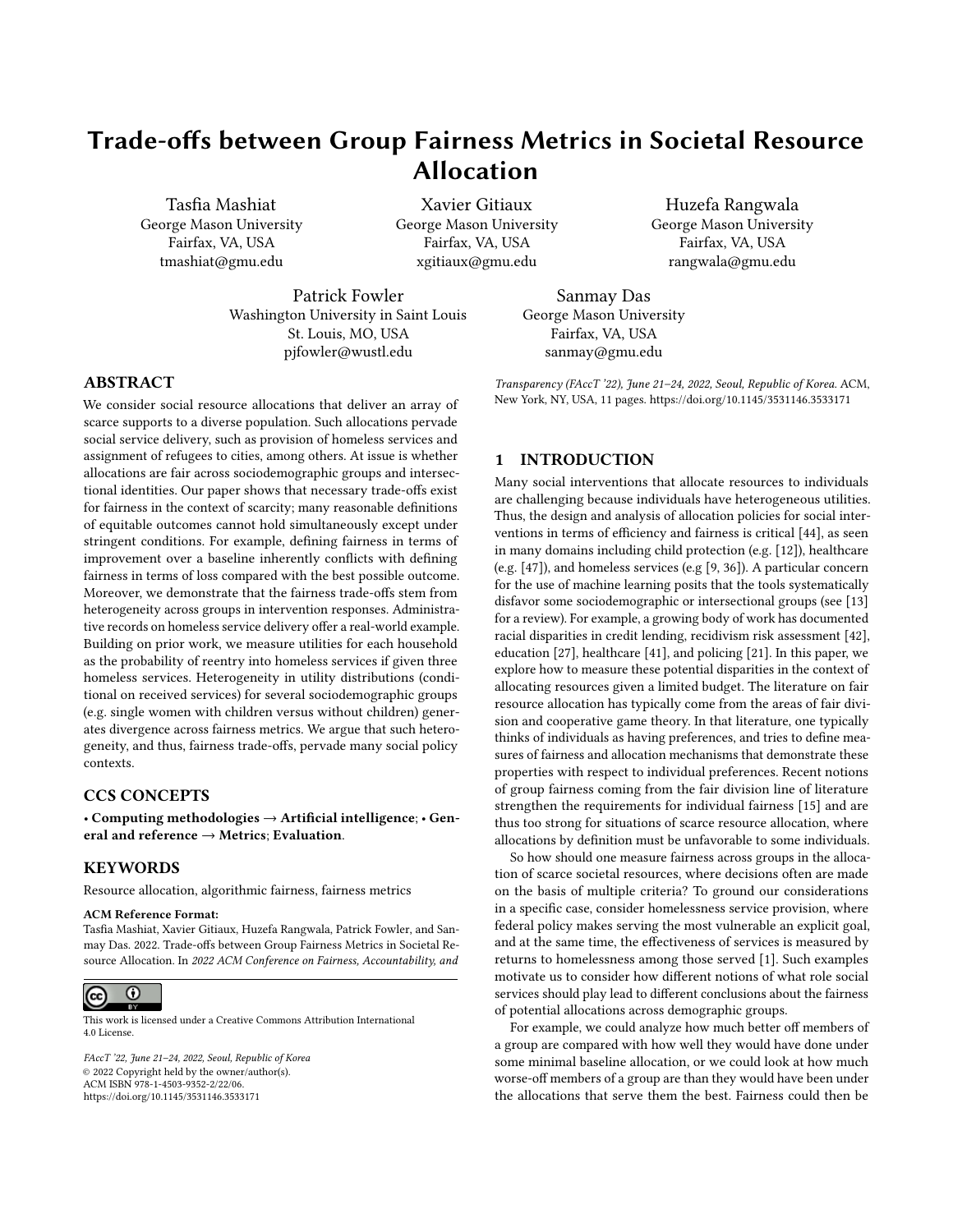# Trade-offs between Group Fairness Metrics in Societal Resource Allocation

Tasfia Mashiat
George Mason University
Fairfax, VA, USA
tmashiat@gmu.edu

Xavier Gitiaux
George Mason University
Fairfax, VA, USA
xgitiaux@gmu.edu

Huzefa Rangwala
George Mason University
Fairfax, VA, USA
rangwala@gmu.edu

Patrick Fowler
Washington University in Saint Louis
St. Louis, MO, USA
pjfowler@wustl.edu

Sanmay Das
George Mason University
Fairfax, VA, USA
sanmay@gmu.edu

## ABSTRACT

We consider social resource allocations that deliver an array of scarce supports to a diverse population. Such allocations pervade social service delivery, such as provision of homeless services and assignment of refugees to cities, among others. At issue is whether allocations are fair across sociodemographic groups and intersectional identities. Our paper shows that necessary trade-offs exist for fairness in the context of scarcity; many reasonable definitions of equitable outcomes cannot hold simultaneously except under stringent conditions. For example, defining fairness in terms of improvement over a baseline inherently conflicts with defining fairness in terms of loss compared with the best possible outcome. Moreover, we demonstrate that the fairness trade-offs stem from heterogeneity across groups in intervention responses. Administrative records on homeless service delivery offer a real-world example. Building on prior work, we measure utilities for each household as the probability of reentry into homeless services if given three homeless services. Heterogeneity in utility distributions (conditional on received services) for several sociodemographic groups (e.g. single women with children versus without children) generates divergence across fairness metrics. We argue that such heterogeneity, and thus, fairness trade-offs, pervade many social policy contexts.

## CCS CONCEPTS

• **Computing methodologies → Artificial intelligence**; • **General and reference → Metrics**; **Evaluation**.

## KEYWORDS

Resource allocation, algorithmic fairness, fairness metrics

**ACM Reference Format:**
Tasfia Mashiat, Xavier Gitiaux, Huzefa Rangwala, Patrick Fowler, and Sanmay Das. 2022. Trade-offs between Group Fairness Metrics in Societal Resource Allocation. In *2022 ACM Conference on Fairness, Accountability, and Transparency (FAccT '22), June 21–24, 2022, Seoul, Republic of Korea.* ACM, New York, NY, USA, 11 pages. https://doi.org/10.1145/3531146.3533171

This work is licensed under a Creative Commons Attribution International 4.0 License.

*FAccT '22, June 21–24, 2022, Seoul, Republic of Korea*
© 2022 Copyright held by the owner/author(s).
ACM ISBN 978-1-4503-9352-2/22/06.
https://doi.org/10.1145/3531146.3533171

## 1 INTRODUCTION

Many social interventions that allocate resources to individuals are challenging because individuals have heterogeneous utilities. Thus, the design and analysis of allocation policies for social interventions in terms of efficiency and fairness is critical [44], as seen in many domains including child protection (e.g. [12]), healthcare (e.g. [47]), and homeless services (e.g [9, 36]). A particular concern for the use of machine learning posits that the tools systematically disfavor some sociodemographic or intersectional groups (see [13] for a review). For example, a growing body of work has documented racial disparities in credit lending, recidivism risk assessment [42], education [27], healthcare [41], and policing [21]. In this paper, we explore how to measure these potential disparities in the context of allocating resources given a limited budget. The literature on fair resource allocation has typically come from the areas of fair division and cooperative game theory. In that literature, one typically thinks of individuals as having preferences, and tries to define measures of fairness and allocation mechanisms that demonstrate these properties with respect to individual preferences. Recent notions of group fairness coming from the fair division line of literature strengthen the requirements for individual fairness [15] and are thus too strong for situations of scarce resource allocation, where allocations by definition must be unfavorable to some individuals.

So how should one measure fairness across groups in the allocation of scarce societal resources, where decisions often are made on the basis of multiple criteria? To ground our considerations in a specific case, consider homelessness service provision, where federal policy makes serving the most vulnerable an explicit goal, and at the same time, the effectiveness of services is measured by returns to homelessness among those served [1]. Such examples motivate us to consider how different notions of what role social services should play lead to different conclusions about the fairness of potential allocations across demographic groups.

For example, we could analyze how much better off members of a group are compared with how well they would have done under some minimal baseline allocation, or we could look at how much worse-off members of a group are than they would have been under the allocations that serve them the best. Fairness could then be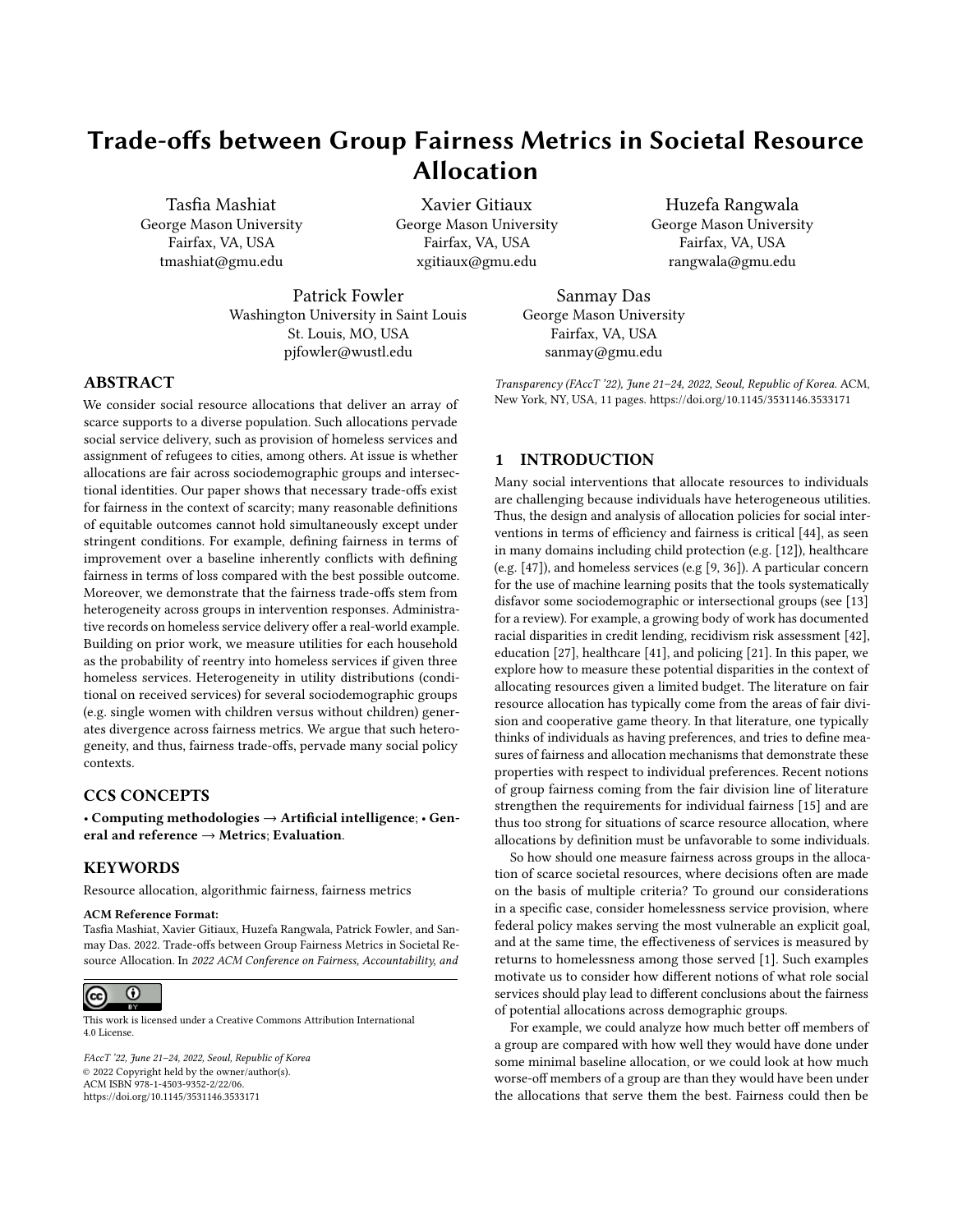# Trade-offs between Group Fairness Metrics in Societal Resource Allocation

Tasfia Mashiat
George Mason University
Fairfax, VA, USA
tmashiat@gmu.edu

Xavier Gitiaux
George Mason University
Fairfax, VA, USA
xgitiaux@gmu.edu

Huzefa Rangwala
George Mason University
Fairfax, VA, USA
rangwala@gmu.edu

Patrick Fowler
Washington University in Saint Louis
St. Louis, MO, USA
pjfowler@wustl.edu

Sanmay Das
George Mason University
Fairfax, VA, USA
sanmay@gmu.edu

## ABSTRACT

We consider social resource allocations that deliver an array of scarce supports to a diverse population. Such allocations pervade social service delivery, such as provision of homeless services and assignment of refugees to cities, among others. At issue is whether allocations are fair across sociodemographic groups and intersectional identities. Our paper shows that necessary trade-offs exist for fairness in the context of scarcity; many reasonable definitions of equitable outcomes cannot hold simultaneously except under stringent conditions. For example, defining fairness in terms of improvement over a baseline inherently conflicts with defining fairness in terms of loss compared with the best possible outcome. Moreover, we demonstrate that the fairness trade-offs stem from heterogeneity across groups in intervention responses. Administrative records on homeless service delivery offer a real-world example. Building on prior work, we measure utilities for each household as the probability of reentry into homeless services if given three homeless services. Heterogeneity in utility distributions (conditional on received services) for several sociodemographic groups (e.g. single women with children versus without children) generates divergence across fairness metrics. We argue that such heterogeneity, and thus, fairness trade-offs, pervade many social policy contexts.

## CCS CONCEPTS

• **Computing methodologies → Artificial intelligence**; • **General and reference → Metrics**; **Evaluation**.

## KEYWORDS

Resource allocation, algorithmic fairness, fairness metrics

**ACM Reference Format:**
Tasfia Mashiat, Xavier Gitiaux, Huzefa Rangwala, Patrick Fowler, and Sanmay Das. 2022. Trade-offs between Group Fairness Metrics in Societal Resource Allocation. In *2022 ACM Conference on Fairness, Accountability, and Transparency (FAccT '22), June 21–24, 2022, Seoul, Republic of Korea.* ACM, New York, NY, USA, 11 pages. https://doi.org/10.1145/3531146.3533171

This work is licensed under a Creative Commons Attribution International 4.0 License.

*FAccT '22, June 21–24, 2022, Seoul, Republic of Korea*
© 2022 Copyright held by the owner/author(s).
ACM ISBN 978-1-4503-9352-2/22/06.
https://doi.org/10.1145/3531146.3533171

## 1 INTRODUCTION

Many social interventions that allocate resources to individuals are challenging because individuals have heterogeneous utilities. Thus, the design and analysis of allocation policies for social interventions in terms of efficiency and fairness is critical [44], as seen in many domains including child protection (e.g. [12]), healthcare (e.g. [47]), and homeless services (e.g [9, 36]). A particular concern for the use of machine learning posits that the tools systematically disfavor some sociodemographic or intersectional groups (see [13] for a review). For example, a growing body of work has documented racial disparities in credit lending, recidivism risk assessment [42], education [27], healthcare [41], and policing [21]. In this paper, we explore how to measure these potential disparities in the context of allocating resources given a limited budget. The literature on fair resource allocation has typically come from the areas of fair division and cooperative game theory. In that literature, one typically thinks of individuals as having preferences, and tries to define measures of fairness and allocation mechanisms that demonstrate these properties with respect to individual preferences. Recent notions of group fairness coming from the fair division line of literature strengthen the requirements for individual fairness [15] and are thus too strong for situations of scarce resource allocation, where allocations by definition must be unfavorable to some individuals.

So how should one measure fairness across groups in the allocation of scarce societal resources, where decisions often are made on the basis of multiple criteria? To ground our considerations in a specific case, consider homelessness service provision, where federal policy makes serving the most vulnerable an explicit goal, and at the same time, the effectiveness of services is measured by returns to homelessness among those served [1]. Such examples motivate us to consider how different notions of what role social services should play lead to different conclusions about the fairness of potential allocations across demographic groups.

For example, we could analyze how much better off members of a group are compared with how well they would have done under some minimal baseline allocation, or we could look at how much worse-off members of a group are than they would have been under the allocations that serve them the best. Fairness could then be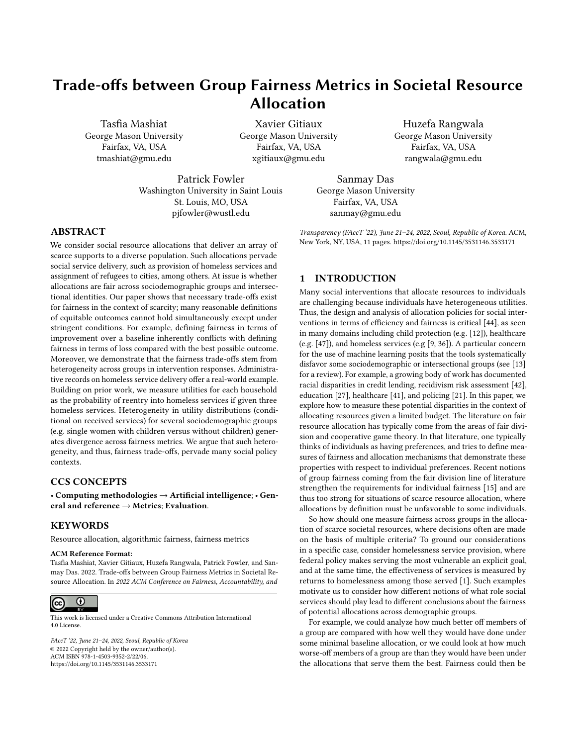# Trade-offs between Group Fairness Metrics in Societal Resource Allocation

Tasfia Mashiat
George Mason University
Fairfax, VA, USA
tmashiat@gmu.edu

Xavier Gitiaux
George Mason University
Fairfax, VA, USA
xgitiaux@gmu.edu

Huzefa Rangwala
George Mason University
Fairfax, VA, USA
rangwala@gmu.edu

Patrick Fowler
Washington University in Saint Louis
St. Louis, MO, USA
pjfowler@wustl.edu

Sanmay Das
George Mason University
Fairfax, VA, USA
sanmay@gmu.edu

## ABSTRACT

We consider social resource allocations that deliver an array of scarce supports to a diverse population. Such allocations pervade social service delivery, such as provision of homeless services and assignment of refugees to cities, among others. At issue is whether allocations are fair across sociodemographic groups and intersectional identities. Our paper shows that necessary trade-offs exist for fairness in the context of scarcity; many reasonable definitions of equitable outcomes cannot hold simultaneously except under stringent conditions. For example, defining fairness in terms of improvement over a baseline inherently conflicts with defining fairness in terms of loss compared with the best possible outcome. Moreover, we demonstrate that the fairness trade-offs stem from heterogeneity across groups in intervention responses. Administrative records on homeless service delivery offer a real-world example. Building on prior work, we measure utilities for each household as the probability of reentry into homeless services if given three homeless services. Heterogeneity in utility distributions (conditional on received services) for several sociodemographic groups (e.g. single women with children versus without children) generates divergence across fairness metrics. We argue that such heterogeneity, and thus, fairness trade-offs, pervade many social policy contexts.

## CCS CONCEPTS

• **Computing methodologies → Artificial intelligence**; • **General and reference → Metrics**; **Evaluation**.

## KEYWORDS

Resource allocation, algorithmic fairness, fairness metrics

**ACM Reference Format:**
Tasfia Mashiat, Xavier Gitiaux, Huzefa Rangwala, Patrick Fowler, and Sanmay Das. 2022. Trade-offs between Group Fairness Metrics in Societal Resource Allocation. In *2022 ACM Conference on Fairness, Accountability, and Transparency (FAccT '22), June 21–24, 2022, Seoul, Republic of Korea.* ACM, New York, NY, USA, 11 pages. https://doi.org/10.1145/3531146.3533171

This work is licensed under a Creative Commons Attribution International 4.0 License.

*FAccT '22, June 21–24, 2022, Seoul, Republic of Korea*
© 2022 Copyright held by the owner/author(s).
ACM ISBN 978-1-4503-9352-2/22/06.
https://doi.org/10.1145/3531146.3533171

## 1 INTRODUCTION

Many social interventions that allocate resources to individuals are challenging because individuals have heterogeneous utilities. Thus, the design and analysis of allocation policies for social interventions in terms of efficiency and fairness is critical [44], as seen in many domains including child protection (e.g. [12]), healthcare (e.g. [47]), and homeless services (e.g [9, 36]). A particular concern for the use of machine learning posits that the tools systematically disfavor some sociodemographic or intersectional groups (see [13] for a review). For example, a growing body of work has documented racial disparities in credit lending, recidivism risk assessment [42], education [27], healthcare [41], and policing [21]. In this paper, we explore how to measure these potential disparities in the context of allocating resources given a limited budget. The literature on fair resource allocation has typically come from the areas of fair division and cooperative game theory. In that literature, one typically thinks of individuals as having preferences, and tries to define measures of fairness and allocation mechanisms that demonstrate these properties with respect to individual preferences. Recent notions of group fairness coming from the fair division line of literature strengthen the requirements for individual fairness [15] and are thus too strong for situations of scarce resource allocation, where allocations by definition must be unfavorable to some individuals.

So how should one measure fairness across groups in the allocation of scarce societal resources, where decisions often are made on the basis of multiple criteria? To ground our considerations in a specific case, consider homelessness service provision, where federal policy makes serving the most vulnerable an explicit goal, and at the same time, the effectiveness of services is measured by returns to homelessness among those served [1]. Such examples motivate us to consider how different notions of what role social services should play lead to different conclusions about the fairness of potential allocations across demographic groups.

For example, we could analyze how much better off members of a group are compared with how well they would have done under some minimal baseline allocation, or we could look at how much worse-off members of a group are than they would have been under the allocations that serve them the best. Fairness could then be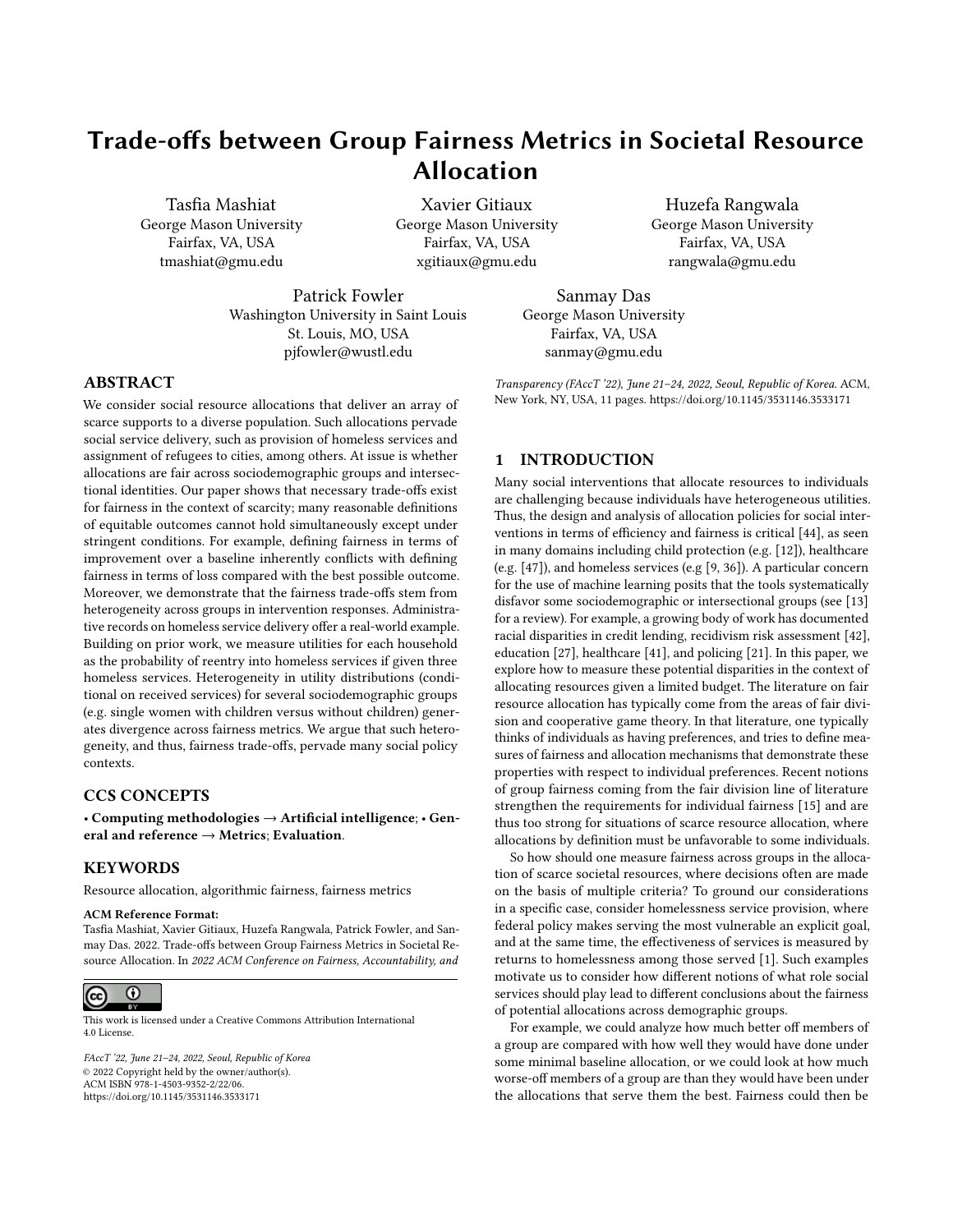# Trade-offs between Group Fairness Metrics in Societal Resource Allocation

Tasfia Mashiat
George Mason University
Fairfax, VA, USA
tmashiat@gmu.edu

Xavier Gitiaux
George Mason University
Fairfax, VA, USA
xgitiaux@gmu.edu

Huzefa Rangwala
George Mason University
Fairfax, VA, USA
rangwala@gmu.edu

Patrick Fowler
Washington University in Saint Louis
St. Louis, MO, USA
pjfowler@wustl.edu

Sanmay Das
George Mason University
Fairfax, VA, USA
sanmay@gmu.edu

## ABSTRACT

We consider social resource allocations that deliver an array of scarce supports to a diverse population. Such allocations pervade social service delivery, such as provision of homeless services and assignment of refugees to cities, among others. At issue is whether allocations are fair across sociodemographic groups and intersectional identities. Our paper shows that necessary trade-offs exist for fairness in the context of scarcity; many reasonable definitions of equitable outcomes cannot hold simultaneously except under stringent conditions. For example, defining fairness in terms of improvement over a baseline inherently conflicts with defining fairness in terms of loss compared with the best possible outcome. Moreover, we demonstrate that the fairness trade-offs stem from heterogeneity across groups in intervention responses. Administrative records on homeless service delivery offer a real-world example. Building on prior work, we measure utilities for each household as the probability of reentry into homeless services if given three homeless services. Heterogeneity in utility distributions (conditional on received services) for several sociodemographic groups (e.g. single women with children versus without children) generates divergence across fairness metrics. We argue that such heterogeneity, and thus, fairness trade-offs, pervade many social policy contexts.

## CCS CONCEPTS

• **Computing methodologies → Artificial intelligence**; • **General and reference → Metrics**; **Evaluation**.

## KEYWORDS

Resource allocation, algorithmic fairness, fairness metrics

**ACM Reference Format:**
Tasfia Mashiat, Xavier Gitiaux, Huzefa Rangwala, Patrick Fowler, and Sanmay Das. 2022. Trade-offs between Group Fairness Metrics in Societal Resource Allocation. In *2022 ACM Conference on Fairness, Accountability, and Transparency (FAccT '22), June 21–24, 2022, Seoul, Republic of Korea.* ACM, New York, NY, USA, 11 pages. https://doi.org/10.1145/3531146.3533171

This work is licensed under a Creative Commons Attribution International 4.0 License.

*FAccT '22, June 21–24, 2022, Seoul, Republic of Korea*
© 2022 Copyright held by the owner/author(s).
ACM ISBN 978-1-4503-9352-2/22/06.
https://doi.org/10.1145/3531146.3533171

## 1 INTRODUCTION

Many social interventions that allocate resources to individuals are challenging because individuals have heterogeneous utilities. Thus, the design and analysis of allocation policies for social interventions in terms of efficiency and fairness is critical [44], as seen in many domains including child protection (e.g. [12]), healthcare (e.g. [47]), and homeless services (e.g [9, 36]). A particular concern for the use of machine learning posits that the tools systematically disfavor some sociodemographic or intersectional groups (see [13] for a review). For example, a growing body of work has documented racial disparities in credit lending, recidivism risk assessment [42], education [27], healthcare [41], and policing [21]. In this paper, we explore how to measure these potential disparities in the context of allocating resources given a limited budget. The literature on fair resource allocation has typically come from the areas of fair division and cooperative game theory. In that literature, one typically thinks of individuals as having preferences, and tries to define measures of fairness and allocation mechanisms that demonstrate these properties with respect to individual preferences. Recent notions of group fairness coming from the fair division line of literature strengthen the requirements for individual fairness [15] and are thus too strong for situations of scarce resource allocation, where allocations by definition must be unfavorable to some individuals.

So how should one measure fairness across groups in the allocation of scarce societal resources, where decisions often are made on the basis of multiple criteria? To ground our considerations in a specific case, consider homelessness service provision, where federal policy makes serving the most vulnerable an explicit goal, and at the same time, the effectiveness of services is measured by returns to homelessness among those served [1]. Such examples motivate us to consider how different notions of what role social services should play lead to different conclusions about the fairness of potential allocations across demographic groups.

For example, we could analyze how much better off members of a group are compared with how well they would have done under some minimal baseline allocation, or we could look at how much worse-off members of a group are than they would have been under the allocations that serve them the best. Fairness could then be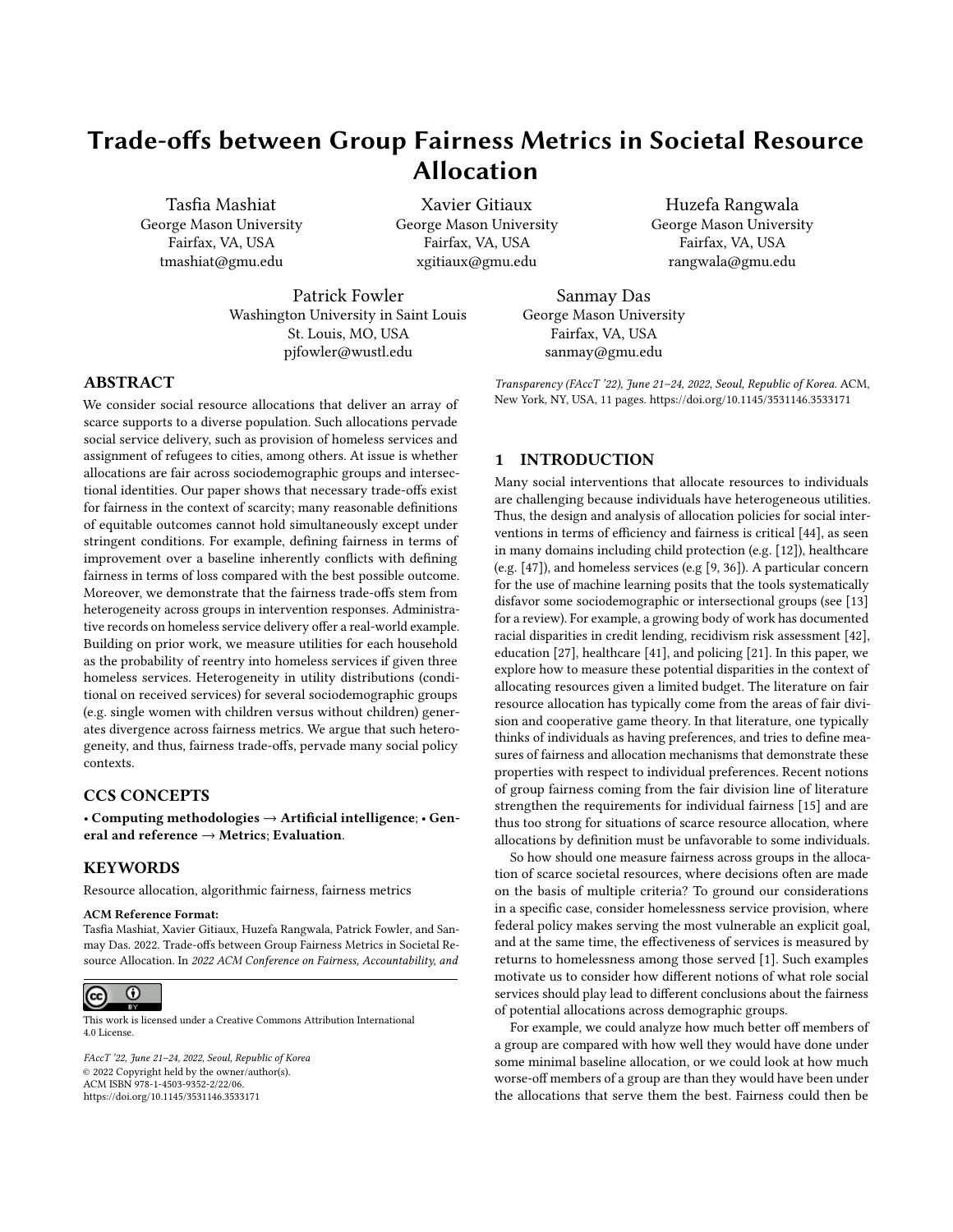# Trade-offs between Group Fairness Metrics in Societal Resource Allocation

Tasfia Mashiat
George Mason University
Fairfax, VA, USA
tmashiat@gmu.edu

Xavier Gitiaux
George Mason University
Fairfax, VA, USA
xgitiaux@gmu.edu

Huzefa Rangwala
George Mason University
Fairfax, VA, USA
rangwala@gmu.edu

Patrick Fowler
Washington University in Saint Louis
St. Louis, MO, USA
pjfowler@wustl.edu

Sanmay Das
George Mason University
Fairfax, VA, USA
sanmay@gmu.edu

## ABSTRACT

We consider social resource allocations that deliver an array of scarce supports to a diverse population. Such allocations pervade social service delivery, such as provision of homeless services and assignment of refugees to cities, among others. At issue is whether allocations are fair across sociodemographic groups and intersectional identities. Our paper shows that necessary trade-offs exist for fairness in the context of scarcity; many reasonable definitions of equitable outcomes cannot hold simultaneously except under stringent conditions. For example, defining fairness in terms of improvement over a baseline inherently conflicts with defining fairness in terms of loss compared with the best possible outcome. Moreover, we demonstrate that the fairness trade-offs stem from heterogeneity across groups in intervention responses. Administrative records on homeless service delivery offer a real-world example. Building on prior work, we measure utilities for each household as the probability of reentry into homeless services if given three homeless services. Heterogeneity in utility distributions (conditional on received services) for several sociodemographic groups (e.g. single women with children versus without children) generates divergence across fairness metrics. We argue that such heterogeneity, and thus, fairness trade-offs, pervade many social policy contexts.

## CCS CONCEPTS

• **Computing methodologies → Artificial intelligence**; • **General and reference → Metrics**; **Evaluation**.

## KEYWORDS

Resource allocation, algorithmic fairness, fairness metrics

**ACM Reference Format:**
Tasfia Mashiat, Xavier Gitiaux, Huzefa Rangwala, Patrick Fowler, and Sanmay Das. 2022. Trade-offs between Group Fairness Metrics in Societal Resource Allocation. In *2022 ACM Conference on Fairness, Accountability, and Transparency (FAccT '22), June 21–24, 2022, Seoul, Republic of Korea.* ACM, New York, NY, USA, 11 pages. https://doi.org/10.1145/3531146.3533171

This work is licensed under a Creative Commons Attribution International 4.0 License.

*FAccT '22, June 21–24, 2022, Seoul, Republic of Korea*
© 2022 Copyright held by the owner/author(s).
ACM ISBN 978-1-4503-9352-2/22/06.
https://doi.org/10.1145/3531146.3533171

## 1 INTRODUCTION

Many social interventions that allocate resources to individuals are challenging because individuals have heterogeneous utilities. Thus, the design and analysis of allocation policies for social interventions in terms of efficiency and fairness is critical [44], as seen in many domains including child protection (e.g. [12]), healthcare (e.g. [47]), and homeless services (e.g [9, 36]). A particular concern for the use of machine learning posits that the tools systematically disfavor some sociodemographic or intersectional groups (see [13] for a review). For example, a growing body of work has documented racial disparities in credit lending, recidivism risk assessment [42], education [27], healthcare [41], and policing [21]. In this paper, we explore how to measure these potential disparities in the context of allocating resources given a limited budget. The literature on fair resource allocation has typically come from the areas of fair division and cooperative game theory. In that literature, one typically thinks of individuals as having preferences, and tries to define measures of fairness and allocation mechanisms that demonstrate these properties with respect to individual preferences. Recent notions of group fairness coming from the fair division line of literature strengthen the requirements for individual fairness [15] and are thus too strong for situations of scarce resource allocation, where allocations by definition must be unfavorable to some individuals.

So how should one measure fairness across groups in the allocation of scarce societal resources, where decisions often are made on the basis of multiple criteria? To ground our considerations in a specific case, consider homelessness service provision, where federal policy makes serving the most vulnerable an explicit goal, and at the same time, the effectiveness of services is measured by returns to homelessness among those served [1]. Such examples motivate us to consider how different notions of what role social services should play lead to different conclusions about the fairness of potential allocations across demographic groups.

For example, we could analyze how much better off members of a group are compared with how well they would have done under some minimal baseline allocation, or we could look at how much worse-off members of a group are than they would have been under the allocations that serve them the best. Fairness could then be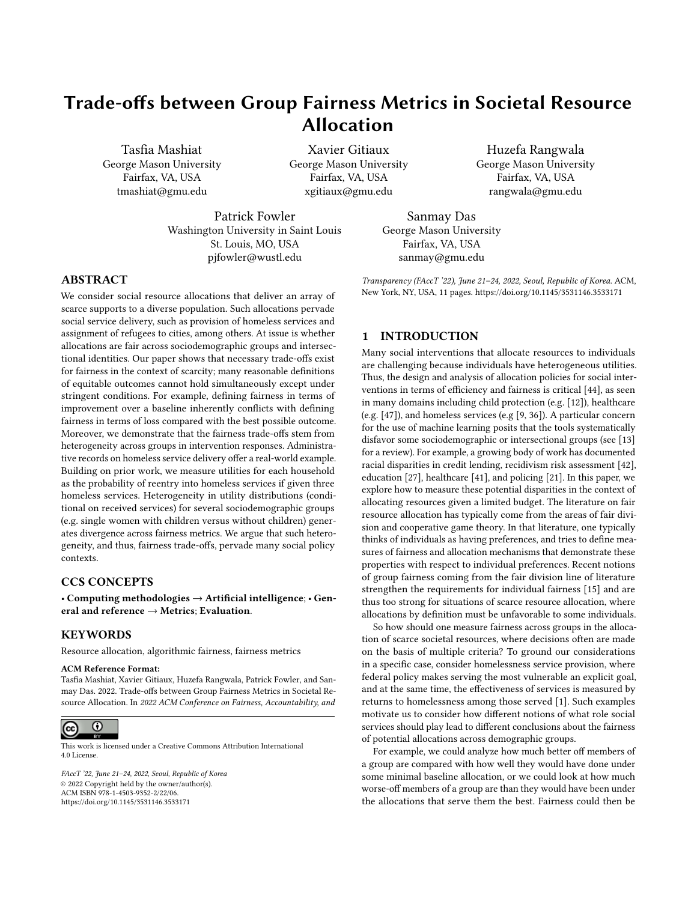# Trade-offs between Group Fairness Metrics in Societal Resource Allocation

Tasfia Mashiat
George Mason University
Fairfax, VA, USA
tmashiat@gmu.edu

Xavier Gitiaux
George Mason University
Fairfax, VA, USA
xgitiaux@gmu.edu

Huzefa Rangwala
George Mason University
Fairfax, VA, USA
rangwala@gmu.edu

Patrick Fowler
Washington University in Saint Louis
St. Louis, MO, USA
pjfowler@wustl.edu

Sanmay Das
George Mason University
Fairfax, VA, USA
sanmay@gmu.edu

## ABSTRACT

We consider social resource allocations that deliver an array of scarce supports to a diverse population. Such allocations pervade social service delivery, such as provision of homeless services and assignment of refugees to cities, among others. At issue is whether allocations are fair across sociodemographic groups and intersectional identities. Our paper shows that necessary trade-offs exist for fairness in the context of scarcity; many reasonable definitions of equitable outcomes cannot hold simultaneously except under stringent conditions. For example, defining fairness in terms of improvement over a baseline inherently conflicts with defining fairness in terms of loss compared with the best possible outcome. Moreover, we demonstrate that the fairness trade-offs stem from heterogeneity across groups in intervention responses. Administrative records on homeless service delivery offer a real-world example. Building on prior work, we measure utilities for each household as the probability of reentry into homeless services if given three homeless services. Heterogeneity in utility distributions (conditional on received services) for several sociodemographic groups (e.g. single women with children versus without children) generates divergence across fairness metrics. We argue that such heterogeneity, and thus, fairness trade-offs, pervade many social policy contexts.

## CCS CONCEPTS

• **Computing methodologies → Artificial intelligence**; • **General and reference → Metrics**; **Evaluation**.

## KEYWORDS

Resource allocation, algorithmic fairness, fairness metrics

**ACM Reference Format:**
Tasfia Mashiat, Xavier Gitiaux, Huzefa Rangwala, Patrick Fowler, and Sanmay Das. 2022. Trade-offs between Group Fairness Metrics in Societal Resource Allocation. In *2022 ACM Conference on Fairness, Accountability, and Transparency (FAccT '22), June 21–24, 2022, Seoul, Republic of Korea.* ACM, New York, NY, USA, 11 pages. https://doi.org/10.1145/3531146.3533171

This work is licensed under a Creative Commons Attribution International 4.0 License.

*FAccT '22, June 21–24, 2022, Seoul, Republic of Korea*
© 2022 Copyright held by the owner/author(s).
ACM ISBN 978-1-4503-9352-2/22/06.
https://doi.org/10.1145/3531146.3533171

## 1 INTRODUCTION

Many social interventions that allocate resources to individuals are challenging because individuals have heterogeneous utilities. Thus, the design and analysis of allocation policies for social interventions in terms of efficiency and fairness is critical [44], as seen in many domains including child protection (e.g. [12]), healthcare (e.g. [47]), and homeless services (e.g [9, 36]). A particular concern for the use of machine learning posits that the tools systematically disfavor some sociodemographic or intersectional groups (see [13] for a review). For example, a growing body of work has documented racial disparities in credit lending, recidivism risk assessment [42], education [27], healthcare [41], and policing [21]. In this paper, we explore how to measure these potential disparities in the context of allocating resources given a limited budget. The literature on fair resource allocation has typically come from the areas of fair division and cooperative game theory. In that literature, one typically thinks of individuals as having preferences, and tries to define measures of fairness and allocation mechanisms that demonstrate these properties with respect to individual preferences. Recent notions of group fairness coming from the fair division line of literature strengthen the requirements for individual fairness [15] and are thus too strong for situations of scarce resource allocation, where allocations by definition must be unfavorable to some individuals.

So how should one measure fairness across groups in the allocation of scarce societal resources, where decisions often are made on the basis of multiple criteria? To ground our considerations in a specific case, consider homelessness service provision, where federal policy makes serving the most vulnerable an explicit goal, and at the same time, the effectiveness of services is measured by returns to homelessness among those served [1]. Such examples motivate us to consider how different notions of what role social services should play lead to different conclusions about the fairness of potential allocations across demographic groups.

For example, we could analyze how much better off members of a group are compared with how well they would have done under some minimal baseline allocation, or we could look at how much worse-off members of a group are than they would have been under the allocations that serve them the best. Fairness could then be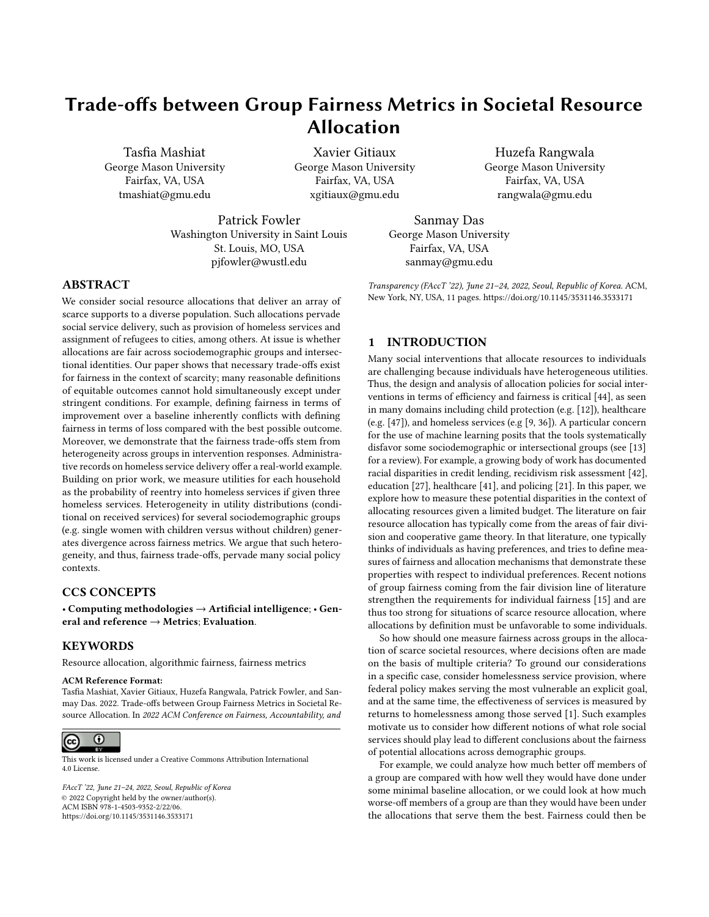# Trade-offs between Group Fairness Metrics in Societal Resource Allocation

Tasfia Mashiat
George Mason University
Fairfax, VA, USA
tmashiat@gmu.edu

Xavier Gitiaux
George Mason University
Fairfax, VA, USA
xgitiaux@gmu.edu

Huzefa Rangwala
George Mason University
Fairfax, VA, USA
rangwala@gmu.edu

Patrick Fowler
Washington University in Saint Louis
St. Louis, MO, USA
pjfowler@wustl.edu

Sanmay Das
George Mason University
Fairfax, VA, USA
sanmay@gmu.edu

## ABSTRACT

We consider social resource allocations that deliver an array of scarce supports to a diverse population. Such allocations pervade social service delivery, such as provision of homeless services and assignment of refugees to cities, among others. At issue is whether allocations are fair across sociodemographic groups and intersectional identities. Our paper shows that necessary trade-offs exist for fairness in the context of scarcity; many reasonable definitions of equitable outcomes cannot hold simultaneously except under stringent conditions. For example, defining fairness in terms of improvement over a baseline inherently conflicts with defining fairness in terms of loss compared with the best possible outcome. Moreover, we demonstrate that the fairness trade-offs stem from heterogeneity across groups in intervention responses. Administrative records on homeless service delivery offer a real-world example. Building on prior work, we measure utilities for each household as the probability of reentry into homeless services if given three homeless services. Heterogeneity in utility distributions (conditional on received services) for several sociodemographic groups (e.g. single women with children versus without children) generates divergence across fairness metrics. We argue that such heterogeneity, and thus, fairness trade-offs, pervade many social policy contexts.

## CCS CONCEPTS

• **Computing methodologies → Artificial intelligence**; • **General and reference → Metrics**; **Evaluation**.

## KEYWORDS

Resource allocation, algorithmic fairness, fairness metrics

**ACM Reference Format:**
Tasfia Mashiat, Xavier Gitiaux, Huzefa Rangwala, Patrick Fowler, and Sanmay Das. 2022. Trade-offs between Group Fairness Metrics in Societal Resource Allocation. In *2022 ACM Conference on Fairness, Accountability, and Transparency (FAccT '22), June 21–24, 2022, Seoul, Republic of Korea.* ACM, New York, NY, USA, 11 pages. https://doi.org/10.1145/3531146.3533171

This work is licensed under a Creative Commons Attribution International 4.0 License.

*FAccT '22, June 21–24, 2022, Seoul, Republic of Korea*
© 2022 Copyright held by the owner/author(s).
ACM ISBN 978-1-4503-9352-2/22/06.
https://doi.org/10.1145/3531146.3533171

## 1 INTRODUCTION

Many social interventions that allocate resources to individuals are challenging because individuals have heterogeneous utilities. Thus, the design and analysis of allocation policies for social interventions in terms of efficiency and fairness is critical [44], as seen in many domains including child protection (e.g. [12]), healthcare (e.g. [47]), and homeless services (e.g [9, 36]). A particular concern for the use of machine learning posits that the tools systematically disfavor some sociodemographic or intersectional groups (see [13] for a review). For example, a growing body of work has documented racial disparities in credit lending, recidivism risk assessment [42], education [27], healthcare [41], and policing [21]. In this paper, we explore how to measure these potential disparities in the context of allocating resources given a limited budget. The literature on fair resource allocation has typically come from the areas of fair division and cooperative game theory. In that literature, one typically thinks of individuals as having preferences, and tries to define measures of fairness and allocation mechanisms that demonstrate these properties with respect to individual preferences. Recent notions of group fairness coming from the fair division line of literature strengthen the requirements for individual fairness [15] and are thus too strong for situations of scarce resource allocation, where allocations by definition must be unfavorable to some individuals.

So how should one measure fairness across groups in the allocation of scarce societal resources, where decisions often are made on the basis of multiple criteria? To ground our considerations in a specific case, consider homelessness service provision, where federal policy makes serving the most vulnerable an explicit goal, and at the same time, the effectiveness of services is measured by returns to homelessness among those served [1]. Such examples motivate us to consider how different notions of what role social services should play lead to different conclusions about the fairness of potential allocations across demographic groups.

For example, we could analyze how much better off members of a group are compared with how well they would have done under some minimal baseline allocation, or we could look at how much worse-off members of a group are than they would have been under the allocations that serve them the best. Fairness could then be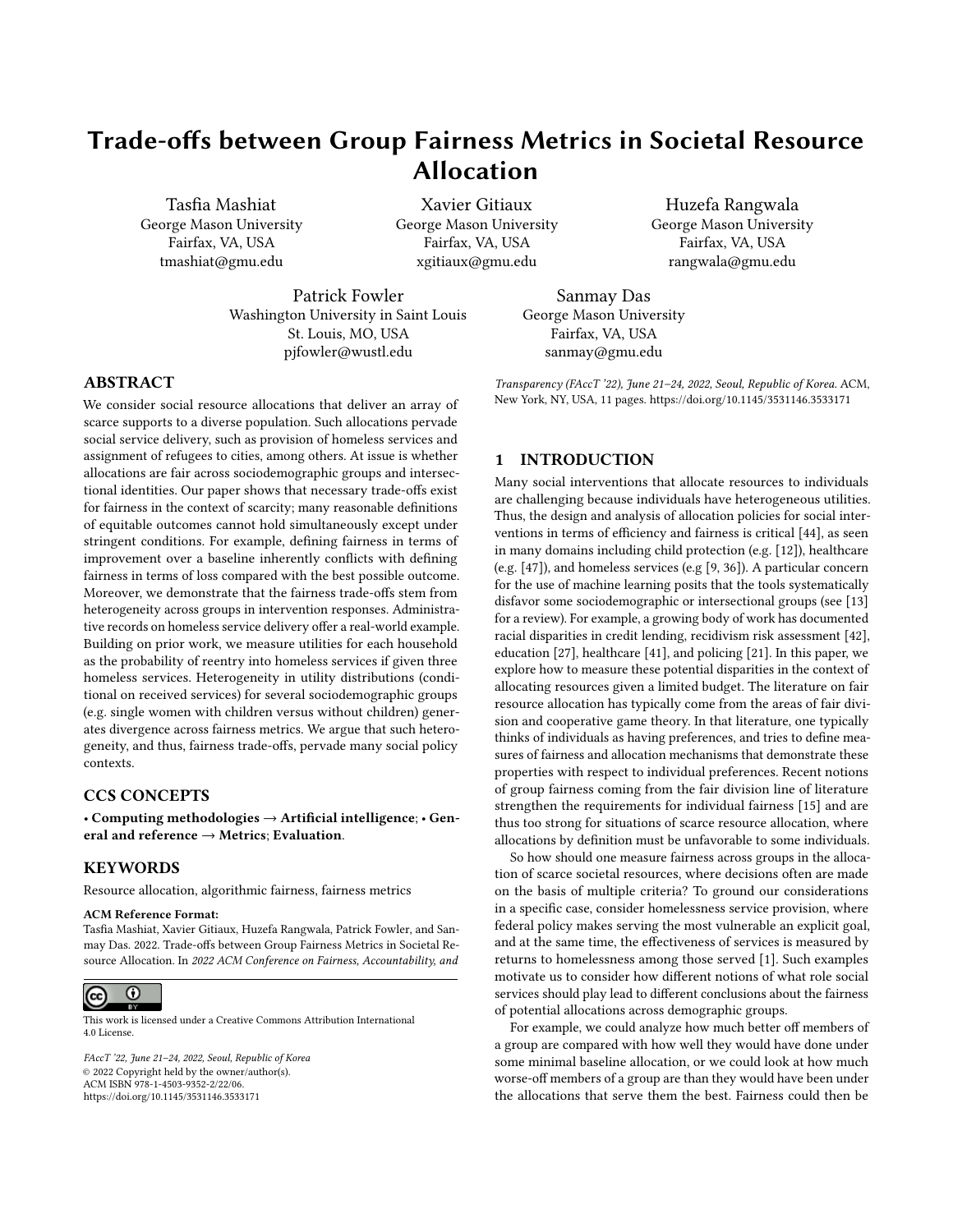# Trade-offs between Group Fairness Metrics in Societal Resource Allocation

Tasfia Mashiat
George Mason University
Fairfax, VA, USA
tmashiat@gmu.edu

Xavier Gitiaux
George Mason University
Fairfax, VA, USA
xgitiaux@gmu.edu

Huzefa Rangwala
George Mason University
Fairfax, VA, USA
rangwala@gmu.edu

Patrick Fowler
Washington University in Saint Louis
St. Louis, MO, USA
pjfowler@wustl.edu

Sanmay Das
George Mason University
Fairfax, VA, USA
sanmay@gmu.edu

## ABSTRACT

We consider social resource allocations that deliver an array of scarce supports to a diverse population. Such allocations pervade social service delivery, such as provision of homeless services and assignment of refugees to cities, among others. At issue is whether allocations are fair across sociodemographic groups and intersectional identities. Our paper shows that necessary trade-offs exist for fairness in the context of scarcity; many reasonable definitions of equitable outcomes cannot hold simultaneously except under stringent conditions. For example, defining fairness in terms of improvement over a baseline inherently conflicts with defining fairness in terms of loss compared with the best possible outcome. Moreover, we demonstrate that the fairness trade-offs stem from heterogeneity across groups in intervention responses. Administrative records on homeless service delivery offer a real-world example. Building on prior work, we measure utilities for each household as the probability of reentry into homeless services if given three homeless services. Heterogeneity in utility distributions (conditional on received services) for several sociodemographic groups (e.g. single women with children versus without children) generates divergence across fairness metrics. We argue that such heterogeneity, and thus, fairness trade-offs, pervade many social policy contexts.

## CCS CONCEPTS

• **Computing methodologies → Artificial intelligence**; • **General and reference → Metrics**; **Evaluation**.

## KEYWORDS

Resource allocation, algorithmic fairness, fairness metrics

**ACM Reference Format:**
Tasfia Mashiat, Xavier Gitiaux, Huzefa Rangwala, Patrick Fowler, and Sanmay Das. 2022. Trade-offs between Group Fairness Metrics in Societal Resource Allocation. In *2022 ACM Conference on Fairness, Accountability, and Transparency (FAccT '22), June 21–24, 2022, Seoul, Republic of Korea.* ACM, New York, NY, USA, 11 pages. https://doi.org/10.1145/3531146.3533171

This work is licensed under a Creative Commons Attribution International 4.0 License.

*FAccT '22, June 21–24, 2022, Seoul, Republic of Korea*
© 2022 Copyright held by the owner/author(s).
ACM ISBN 978-1-4503-9352-2/22/06.
https://doi.org/10.1145/3531146.3533171

## 1 INTRODUCTION

Many social interventions that allocate resources to individuals are challenging because individuals have heterogeneous utilities. Thus, the design and analysis of allocation policies for social interventions in terms of efficiency and fairness is critical [44], as seen in many domains including child protection (e.g. [12]), healthcare (e.g. [47]), and homeless services (e.g [9, 36]). A particular concern for the use of machine learning posits that the tools systematically disfavor some sociodemographic or intersectional groups (see [13] for a review). For example, a growing body of work has documented racial disparities in credit lending, recidivism risk assessment [42], education [27], healthcare [41], and policing [21]. In this paper, we explore how to measure these potential disparities in the context of allocating resources given a limited budget. The literature on fair resource allocation has typically come from the areas of fair division and cooperative game theory. In that literature, one typically thinks of individuals as having preferences, and tries to define measures of fairness and allocation mechanisms that demonstrate these properties with respect to individual preferences. Recent notions of group fairness coming from the fair division line of literature strengthen the requirements for individual fairness [15] and are thus too strong for situations of scarce resource allocation, where allocations by definition must be unfavorable to some individuals.

So how should one measure fairness across groups in the allocation of scarce societal resources, where decisions often are made on the basis of multiple criteria? To ground our considerations in a specific case, consider homelessness service provision, where federal policy makes serving the most vulnerable an explicit goal, and at the same time, the effectiveness of services is measured by returns to homelessness among those served [1]. Such examples motivate us to consider how different notions of what role social services should play lead to different conclusions about the fairness of potential allocations across demographic groups.

For example, we could analyze how much better off members of a group are compared with how well they would have done under some minimal baseline allocation, or we could look at how much worse-off members of a group are than they would have been under the allocations that serve them the best. Fairness could then be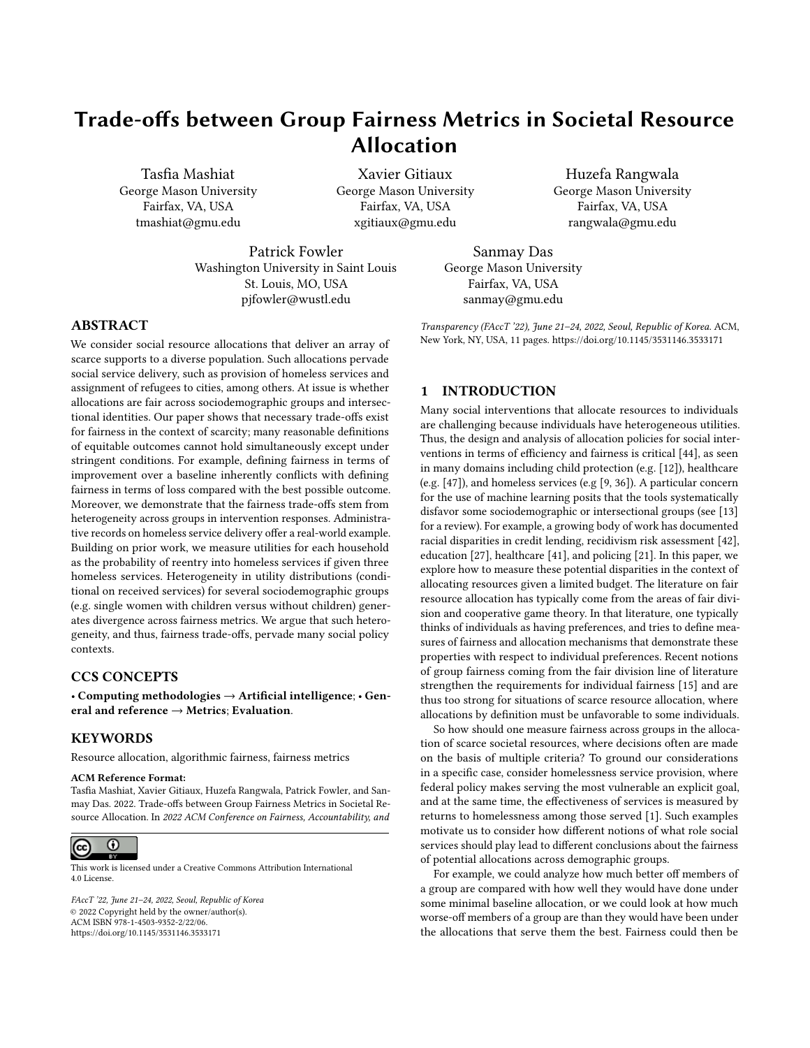# Trade-offs between Group Fairness Metrics in Societal Resource Allocation

Tasfia Mashiat
George Mason University
Fairfax, VA, USA
tmashiat@gmu.edu

Xavier Gitiaux
George Mason University
Fairfax, VA, USA
xgitiaux@gmu.edu

Huzefa Rangwala
George Mason University
Fairfax, VA, USA
rangwala@gmu.edu

Patrick Fowler
Washington University in Saint Louis
St. Louis, MO, USA
pjfowler@wustl.edu

Sanmay Das
George Mason University
Fairfax, VA, USA
sanmay@gmu.edu

## ABSTRACT

We consider social resource allocations that deliver an array of scarce supports to a diverse population. Such allocations pervade social service delivery, such as provision of homeless services and assignment of refugees to cities, among others. At issue is whether allocations are fair across sociodemographic groups and intersectional identities. Our paper shows that necessary trade-offs exist for fairness in the context of scarcity; many reasonable definitions of equitable outcomes cannot hold simultaneously except under stringent conditions. For example, defining fairness in terms of improvement over a baseline inherently conflicts with defining fairness in terms of loss compared with the best possible outcome. Moreover, we demonstrate that the fairness trade-offs stem from heterogeneity across groups in intervention responses. Administrative records on homeless service delivery offer a real-world example. Building on prior work, we measure utilities for each household as the probability of reentry into homeless services if given three homeless services. Heterogeneity in utility distributions (conditional on received services) for several sociodemographic groups (e.g. single women with children versus without children) generates divergence across fairness metrics. We argue that such heterogeneity, and thus, fairness trade-offs, pervade many social policy contexts.

## CCS CONCEPTS

• **Computing methodologies → Artificial intelligence**; • **General and reference → Metrics**; **Evaluation**.

## KEYWORDS

Resource allocation, algorithmic fairness, fairness metrics

**ACM Reference Format:**
Tasfia Mashiat, Xavier Gitiaux, Huzefa Rangwala, Patrick Fowler, and Sanmay Das. 2022. Trade-offs between Group Fairness Metrics in Societal Resource Allocation. In *2022 ACM Conference on Fairness, Accountability, and Transparency (FAccT '22), June 21–24, 2022, Seoul, Republic of Korea.* ACM, New York, NY, USA, 11 pages. https://doi.org/10.1145/3531146.3533171

This work is licensed under a Creative Commons Attribution International 4.0 License.

*FAccT '22, June 21–24, 2022, Seoul, Republic of Korea*
© 2022 Copyright held by the owner/author(s).
ACM ISBN 978-1-4503-9352-2/22/06.
https://doi.org/10.1145/3531146.3533171

## 1 INTRODUCTION

Many social interventions that allocate resources to individuals are challenging because individuals have heterogeneous utilities. Thus, the design and analysis of allocation policies for social interventions in terms of efficiency and fairness is critical [44], as seen in many domains including child protection (e.g. [12]), healthcare (e.g. [47]), and homeless services (e.g [9, 36]). A particular concern for the use of machine learning posits that the tools systematically disfavor some sociodemographic or intersectional groups (see [13] for a review). For example, a growing body of work has documented racial disparities in credit lending, recidivism risk assessment [42], education [27], healthcare [41], and policing [21]. In this paper, we explore how to measure these potential disparities in the context of allocating resources given a limited budget. The literature on fair resource allocation has typically come from the areas of fair division and cooperative game theory. In that literature, one typically thinks of individuals as having preferences, and tries to define measures of fairness and allocation mechanisms that demonstrate these properties with respect to individual preferences. Recent notions of group fairness coming from the fair division line of literature strengthen the requirements for individual fairness [15] and are thus too strong for situations of scarce resource allocation, where allocations by definition must be unfavorable to some individuals.

So how should one measure fairness across groups in the allocation of scarce societal resources, where decisions often are made on the basis of multiple criteria? To ground our considerations in a specific case, consider homelessness service provision, where federal policy makes serving the most vulnerable an explicit goal, and at the same time, the effectiveness of services is measured by returns to homelessness among those served [1]. Such examples motivate us to consider how different notions of what role social services should play lead to different conclusions about the fairness of potential allocations across demographic groups.

For example, we could analyze how much better off members of a group are compared with how well they would have done under some minimal baseline allocation, or we could look at how much worse-off members of a group are than they would have been under the allocations that serve them the best. Fairness could then be